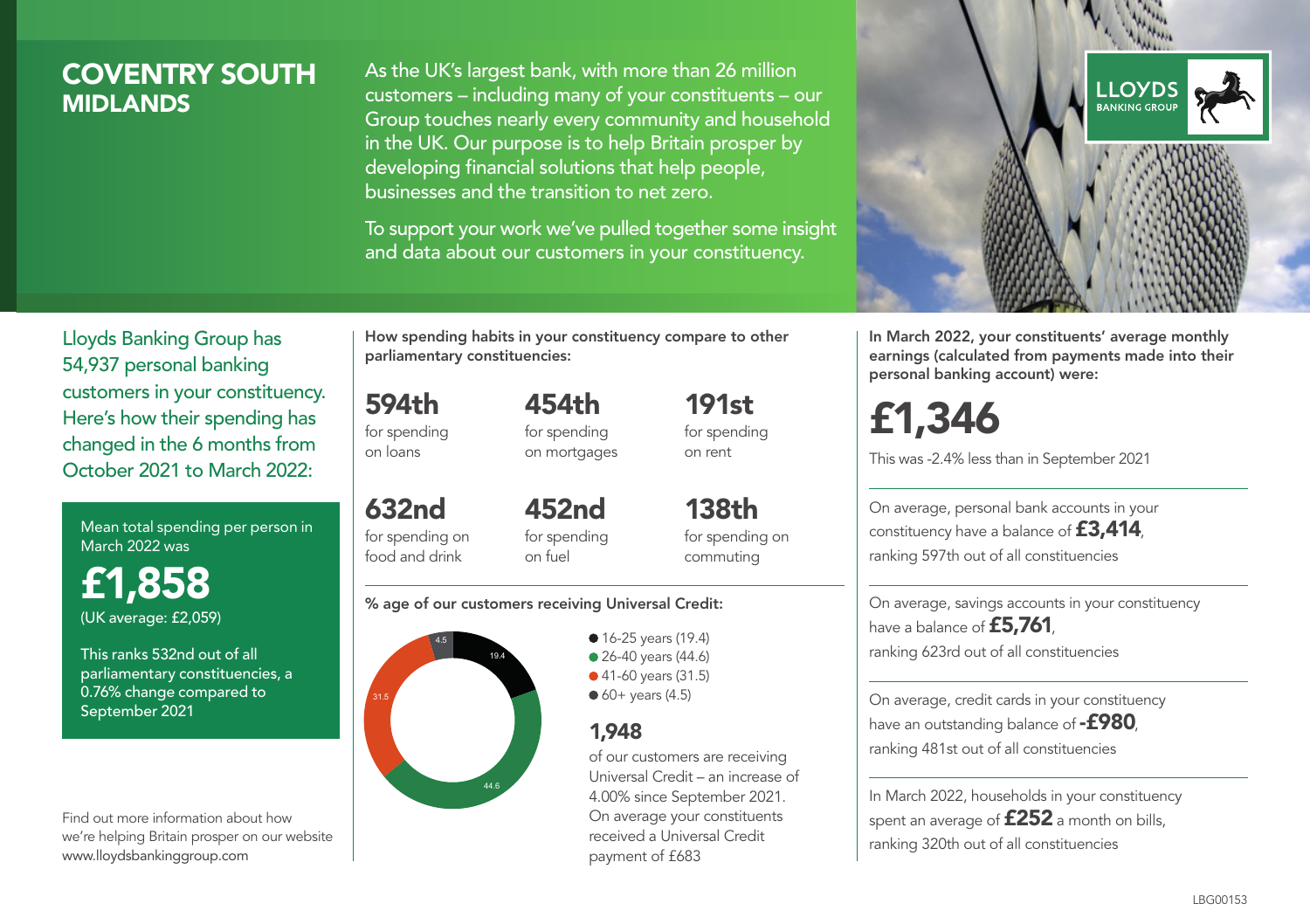# COVENTRY SOUTH
## MIDLANDS

As the UK's largest bank, with more than 26 million customers – including many of your constituents – our Group touches nearly every community and household in the UK. Our purpose is to help Britain prosper by developing financial solutions that help people, businesses and the transition to net zero.

To support your work we've pulled together some insight and data about our customers in your constituency.

LLOYDS BANKING GROUP

Lloyds Banking Group has 54,937 personal banking customers in your constituency. Here's how their spending has changed in the 6 months from October 2021 to March 2022:

Mean total spending per person in March 2022 was

**£1,858**
(UK average: £2,059)

This ranks 532nd out of all parliamentary constituencies, a 0.76% change compared to September 2021

Find out more information about how we're helping Britain prosper on our website www.lloydsbankinggroup.com

**How spending habits in your constituency compare to other parliamentary constituencies:**

**594th** for spending on loans

**454th** for spending on mortgages

**191st** for spending on rent

**632nd** for spending on food and drink

**452nd** for spending on fuel

**138th** for spending on commuting

**% age of our customers receiving Universal Credit:**

- 16-25 years (19.4)
- 26-40 years (44.6)
- 41-60 years (31.5)
- 60+ years (4.5)

**1,948**

of our customers are receiving Universal Credit – an increase of 4.00% since September 2021. On average your constituents received a Universal Credit payment of £683

**In March 2022, your constituents' average monthly earnings (calculated from payments made into their personal banking account) were:**

**£1,346**

This was -2.4% less than in September 2021

On average, personal bank accounts in your constituency have a balance of **£3,414**, ranking 597th out of all constituencies

On average, savings accounts in your constituency have a balance of **£5,761**, ranking 623rd out of all constituencies

On average, credit cards in your constituency have an outstanding balance of **-£980**, ranking 481st out of all constituencies

In March 2022, households in your constituency spent an average of **£252** a month on bills, ranking 320th out of all constituencies

LBG00153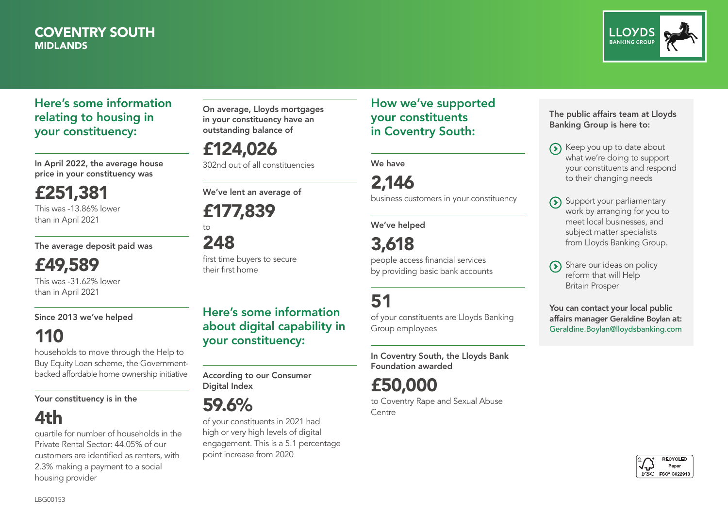# COVENTRY SOUTH
## MIDLANDS

LLOYDS BANKING GROUP

## Here's some information relating to housing in your constituency:

**In April 2022, the average house price in your constituency was**

**£251,381**

This was -13.86% lower than in April 2021

**The average deposit paid was**

**£49,589**

This was -31.62% lower than in April 2021

**Since 2013 we've helped**

**110**

households to move through the Help to Buy Equity Loan scheme, the Government-backed affordable home ownership initiative

**Your constituency is in the**

**4th**

quartile for number of households in the Private Rental Sector: 44.05% of our customers are identified as renters, with 2.3% making a payment to a social housing provider

**On average, Lloyds mortgages in your constituency have an outstanding balance of**

**£124,026**

302nd out of all constituencies

**We've lent an average of**

**£177,839**

to

**248**

first time buyers to secure their first home

## Here's some information about digital capability in your constituency:

**According to our Consumer Digital Index**

**59.6%**

of your constituents in 2021 had high or very high levels of digital engagement. This is a 5.1 percentage point increase from 2020

## How we've supported your constituents in Coventry South:

**We have**

**2,146**

business customers in your constituency

**We've helped**

**3,618**

people access financial services by providing basic bank accounts

**51**

of your constituents are Lloyds Banking Group employees

**In Coventry South, the Lloyds Bank Foundation awarded**

**£50,000**

to Coventry Rape and Sexual Abuse Centre

**The public affairs team at Lloyds Banking Group is here to:**

- Keep you up to date about what we're doing to support your constituents and respond to their changing needs
- Support your parliamentary work by arranging for you to meet local businesses, and subject matter specialists from Lloyds Banking Group.
- Share our ideas on policy reform that will Help Britain Prosper

**You can contact your local public affairs manager Geraldine Boylan at:**
Geraldine.Boylan@lloydsbanking.com

RECYCLED Paper FSC FSC® C022913

LBG00153